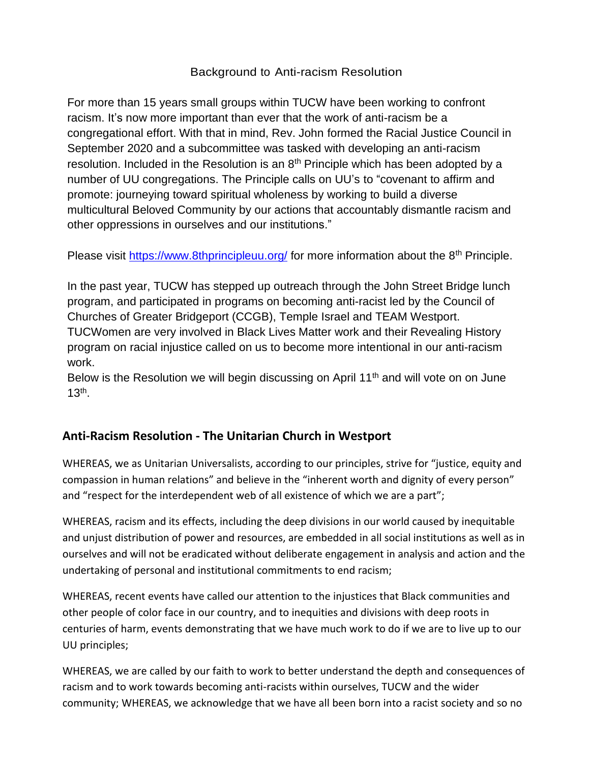## Background to Anti-racism Resolution

For more than 15 years small groups within TUCW have been working to confront racism. It's now more important than ever that the work of anti-racism be a congregational effort. With that in mind, Rev. John formed the Racial Justice Council in September 2020 and a subcommittee was tasked with developing an anti-racism resolution. Included in the Resolution is an 8th Principle which has been adopted by a number of UU congregations. The Principle calls on UU's to "covenant to affirm and promote: journeying toward spiritual wholeness by working to build a diverse multicultural Beloved Community by our actions that accountably dismantle racism and other oppressions in ourselves and our institutions."

Please visit https://www.8thprincipleuu.org/ for more information about the 8th Principle.

In the past year, TUCW has stepped up outreach through the John Street Bridge lunch program, and participated in programs on becoming anti-racist led by the Council of Churches of Greater Bridgeport (CCGB), Temple Israel and TEAM Westport. TUCWomen are very involved in Black Lives Matter work and their Revealing History program on racial injustice called on us to become more intentional in our anti-racism work.

Below is the Resolution we will begin discussing on April 11th and will vote on on June 13th.

## Anti-Racism Resolution - The Unitarian Church in Westport

WHEREAS, we as Unitarian Universalists, according to our principles, strive for "justice, equity and compassion in human relations" and believe in the "inherent worth and dignity of every person" and "respect for the interdependent web of all existence of which we are a part";

WHEREAS, racism and its effects, including the deep divisions in our world caused by inequitable and unjust distribution of power and resources, are embedded in all social institutions as well as in ourselves and will not be eradicated without deliberate engagement in analysis and action and the undertaking of personal and institutional commitments to end racism;

WHEREAS, recent events have called our attention to the injustices that Black communities and other people of color face in our country, and to inequities and divisions with deep roots in centuries of harm, events demonstrating that we have much work to do if we are to live up to our UU principles;

WHEREAS, we are called by our faith to work to better understand the depth and consequences of racism and to work towards becoming anti-racists within ourselves, TUCW and the wider community; WHEREAS, we acknowledge that we have all been born into a racist society and so no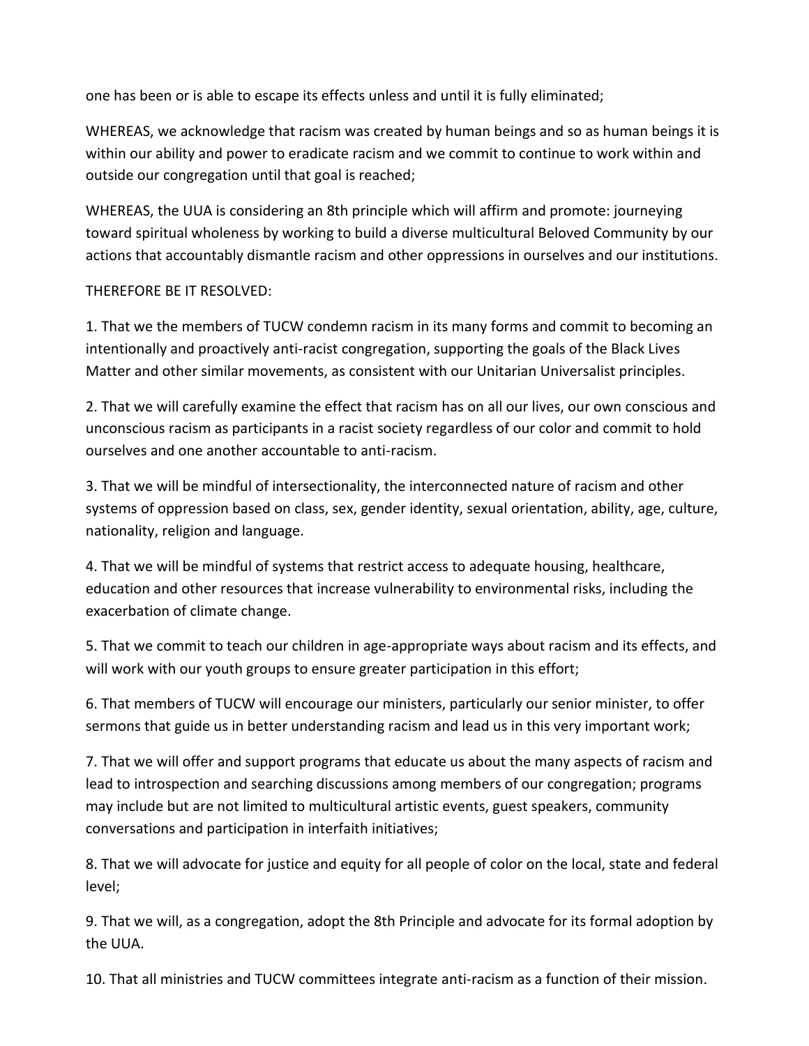one has been or is able to escape its effects unless and until it is fully eliminated;

WHEREAS, we acknowledge that racism was created by human beings and so as human beings it is within our ability and power to eradicate racism and we commit to continue to work within and outside our congregation until that goal is reached;

WHEREAS, the UUA is considering an 8th principle which will affirm and promote: journeying toward spiritual wholeness by working to build a diverse multicultural Beloved Community by our actions that accountably dismantle racism and other oppressions in ourselves and our institutions.

THEREFORE BE IT RESOLVED:

1. That we the members of TUCW condemn racism in its many forms and commit to becoming an intentionally and proactively anti-racist congregation, supporting the goals of the Black Lives Matter and other similar movements, as consistent with our Unitarian Universalist principles.

2. That we will carefully examine the effect that racism has on all our lives, our own conscious and unconscious racism as participants in a racist society regardless of our color and commit to hold ourselves and one another accountable to anti-racism.

3. That we will be mindful of intersectionality, the interconnected nature of racism and other systems of oppression based on class, sex, gender identity, sexual orientation, ability, age, culture, nationality, religion and language.

4. That we will be mindful of systems that restrict access to adequate housing, healthcare, education and other resources that increase vulnerability to environmental risks, including the exacerbation of climate change.

5. That we commit to teach our children in age-appropriate ways about racism and its effects, and will work with our youth groups to ensure greater participation in this effort;

6. That members of TUCW will encourage our ministers, particularly our senior minister, to offer sermons that guide us in better understanding racism and lead us in this very important work;

7. That we will offer and support programs that educate us about the many aspects of racism and lead to introspection and searching discussions among members of our congregation; programs may include but are not limited to multicultural artistic events, guest speakers, community conversations and participation in interfaith initiatives;

8. That we will advocate for justice and equity for all people of color on the local, state and federal level;

9. That we will, as a congregation, adopt the 8th Principle and advocate for its formal adoption by the UUA.

10. That all ministries and TUCW committees integrate anti-racism as a function of their mission.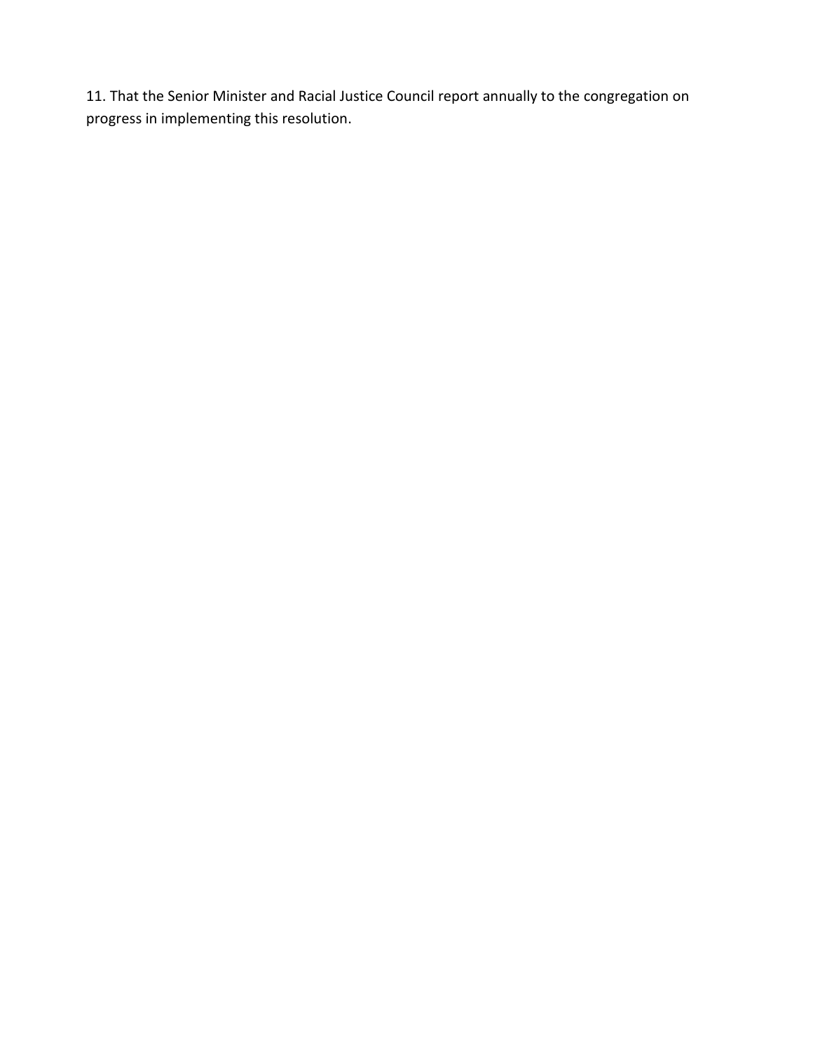11. That the Senior Minister and Racial Justice Council report annually to the congregation on progress in implementing this resolution.